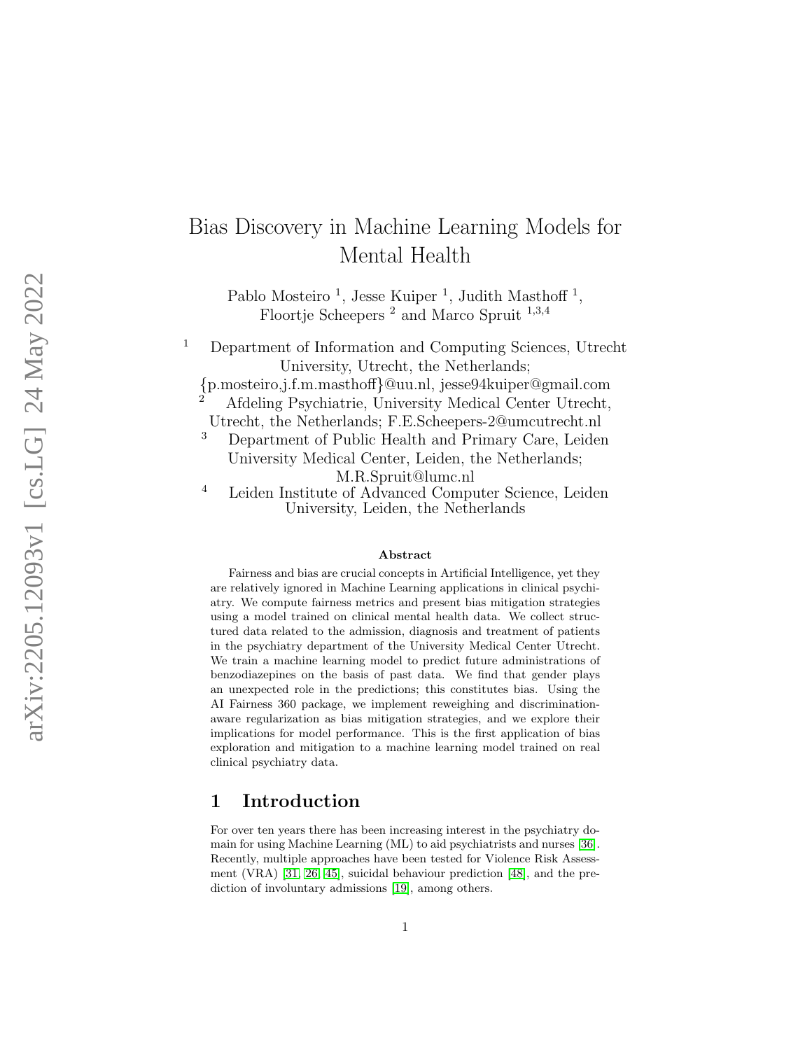# Bias Discovery in Machine Learning Models for Mental Health

Pablo Mosteiro [1], Jesse Kuiper [1], Judith Masthoff [1], Floortje Scheepers [2] and Marco Spruit [1,3,4]

[1] Department of Information and Computing Sciences, Utrecht University, Utrecht, the Netherlands; {p.mosteiro,j.f.m.masthoff}@uu.nl, jesse94kuiper@gmail.com

[2] Afdeling Psychiatrie, University Medical Center Utrecht, Utrecht, the Netherlands; F.E.Scheepers-2@umcutrecht.nl

[3] Department of Public Health and Primary Care, Leiden University Medical Center, Leiden, the Netherlands; M.R.Spruit@lumc.nl

[4] Leiden Institute of Advanced Computer Science, Leiden University, Leiden, the Netherlands

### Abstract

Fairness and bias are crucial concepts in Artificial Intelligence, yet they are relatively ignored in Machine Learning applications in clinical psychiatry. We compute fairness metrics and present bias mitigation strategies using a model trained on clinical mental health data. We collect structured data related to the admission, diagnosis and treatment of patients in the psychiatry department of the University Medical Center Utrecht. We train a machine learning model to predict future administrations of benzodiazepines on the basis of past data. We find that gender plays an unexpected role in the predictions; this constitutes bias. Using the AI Fairness 360 package, we implement reweighing and discrimination-aware regularization as bias mitigation strategies, and we explore their implications for model performance. This is the first application of bias exploration and mitigation to a machine learning model trained on real clinical psychiatry data.

## 1 Introduction

For over ten years there has been increasing interest in the psychiatry domain for using Machine Learning (ML) to aid psychiatrists and nurses [36]. Recently, multiple approaches have been tested for Violence Risk Assessment (VRA) [31, 26, 45], suicidal behaviour prediction [48], and the prediction of involuntary admissions [19], among others.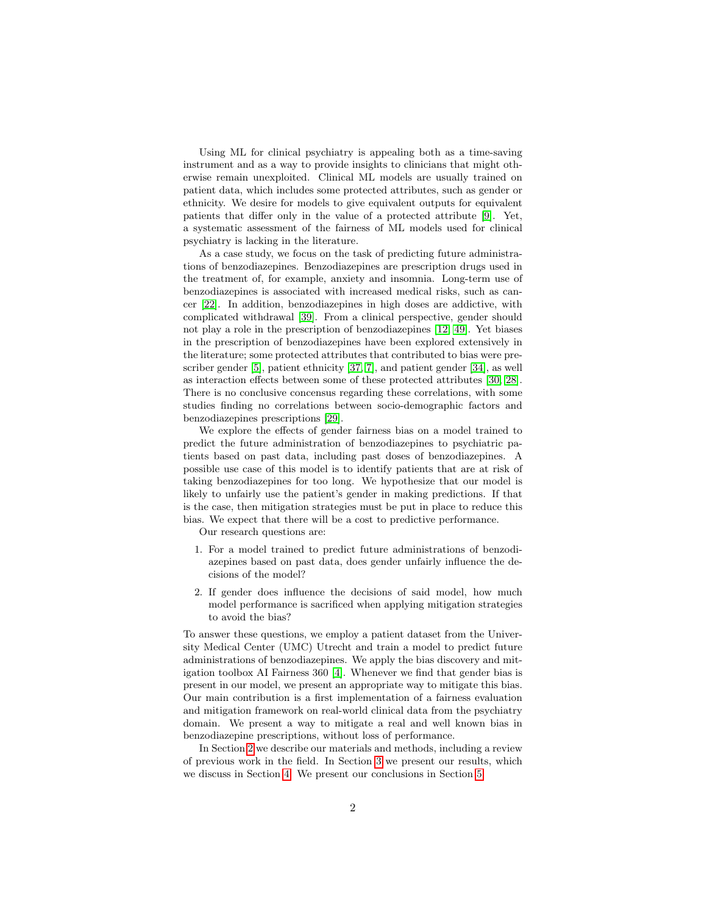Using ML for clinical psychiatry is appealing both as a time-saving instrument and as a way to provide insights to clinicians that might otherwise remain unexploited. Clinical ML models are usually trained on patient data, which includes some protected attributes, such as gender or ethnicity. We desire for models to give equivalent outputs for equivalent patients that differ only in the value of a protected attribute [9]. Yet, a systematic assessment of the fairness of ML models used for clinical psychiatry is lacking in the literature.

As a case study, we focus on the task of predicting future administrations of benzodiazepines. Benzodiazepines are prescription drugs used in the treatment of, for example, anxiety and insomnia. Long-term use of benzodiazepines is associated with increased medical risks, such as cancer [22]. In addition, benzodiazepines in high doses are addictive, with complicated withdrawal [39]. From a clinical perspective, gender should not play a role in the prescription of benzodiazepines [12, 49]. Yet biases in the prescription of benzodiazepines have been explored extensively in the literature; some protected attributes that contributed to bias were prescriber gender [5], patient ethnicity [37, 7], and patient gender [34], as well as interaction effects between some of these protected attributes [30, 28]. There is no conclusive concensus regarding these correlations, with some studies finding no correlations between socio-demographic factors and benzodiazepines prescriptions [29].

We explore the effects of gender fairness bias on a model trained to predict the future administration of benzodiazepines to psychiatric patients based on past data, including past doses of benzodiazepines. A possible use case of this model is to identify patients that are at risk of taking benzodiazepines for too long. We hypothesize that our model is likely to unfairly use the patient's gender in making predictions. If that is the case, then mitigation strategies must be put in place to reduce this bias. We expect that there will be a cost to predictive performance.

Our research questions are:

1. For a model trained to predict future administrations of benzodiazepines based on past data, does gender unfairly influence the decisions of the model?
2. If gender does influence the decisions of said model, how much model performance is sacrificed when applying mitigation strategies to avoid the bias?

To answer these questions, we employ a patient dataset from the University Medical Center (UMC) Utrecht and train a model to predict future administrations of benzodiazepines. We apply the bias discovery and mitigation toolbox AI Fairness 360 [4]. Whenever we find that gender bias is present in our model, we present an appropriate way to mitigate this bias. Our main contribution is a first implementation of a fairness evaluation and mitigation framework on real-world clinical data from the psychiatry domain. We present a way to mitigate a real and well known bias in benzodiazepine prescriptions, without loss of performance.

In Section 2 we describe our materials and methods, including a review of previous work in the field. In Section 3 we present our results, which we discuss in Section 4. We present our conclusions in Section 5.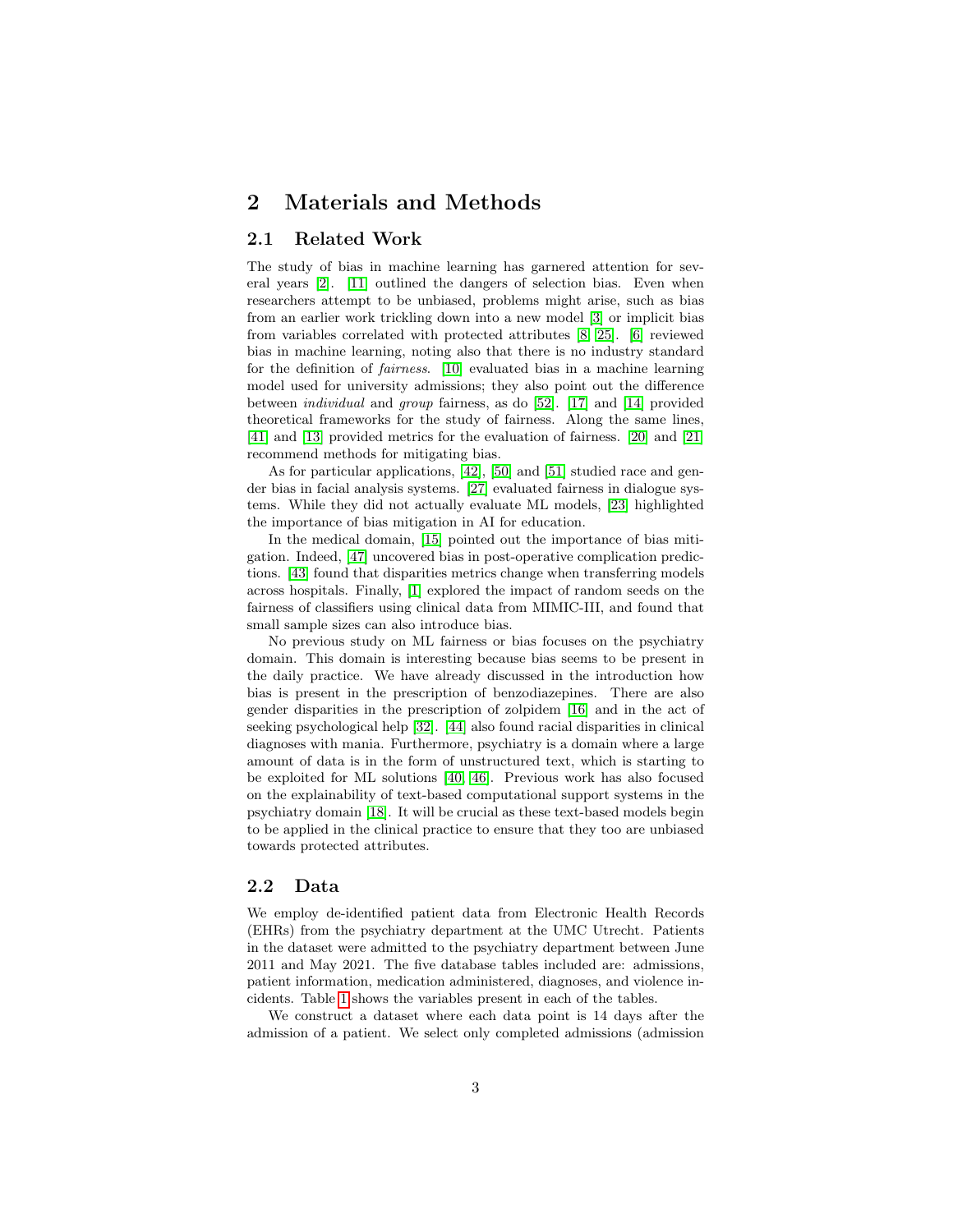# 2 Materials and Methods

## 2.1 Related Work

The study of bias in machine learning has garnered attention for several years [2]. [11] outlined the dangers of selection bias. Even when researchers attempt to be unbiased, problems might arise, such as bias from an earlier work trickling down into a new model [3] or implicit bias from variables correlated with protected attributes [8, 25]. [6] reviewed bias in machine learning, noting also that there is no industry standard for the definition of *fairness*. [10] evaluated bias in a machine learning model used for university admissions; they also point out the difference between *individual* and *group* fairness, as do [52]. [17] and [14] provided theoretical frameworks for the study of fairness. Along the same lines, [41] and [13] provided metrics for the evaluation of fairness. [20] and [21] recommend methods for mitigating bias.

As for particular applications, [42], [50] and [51] studied race and gender bias in facial analysis systems. [27] evaluated fairness in dialogue systems. While they did not actually evaluate ML models, [23] highlighted the importance of bias mitigation in AI for education.

In the medical domain, [15] pointed out the importance of bias mitigation. Indeed, [47] uncovered bias in post-operative complication predictions. [43] found that disparities metrics change when transferring models across hospitals. Finally, [1] explored the impact of random seeds on the fairness of classifiers using clinical data from MIMIC-III, and found that small sample sizes can also introduce bias.

No previous study on ML fairness or bias focuses on the psychiatry domain. This domain is interesting because bias seems to be present in the daily practice. We have already discussed in the introduction how bias is present in the prescription of benzodiazepines. There are also gender disparities in the prescription of zolpidem [16] and in the act of seeking psychological help [32]. [44] also found racial disparities in clinical diagnoses with mania. Furthermore, psychiatry is a domain where a large amount of data is in the form of unstructured text, which is starting to be exploited for ML solutions [40, 46]. Previous work has also focused on the explainability of text-based computational support systems in the psychiatry domain [18]. It will be crucial as these text-based models begin to be applied in the clinical practice to ensure that they too are unbiased towards protected attributes.

## 2.2 Data

We employ de-identified patient data from Electronic Health Records (EHRs) from the psychiatry department at the UMC Utrecht. Patients in the dataset were admitted to the psychiatry department between June 2011 and May 2021. The five database tables included are: admissions, patient information, medication administered, diagnoses, and violence incidents. Table 1 shows the variables present in each of the tables.

We construct a dataset where each data point is 14 days after the admission of a patient. We select only completed admissions (admission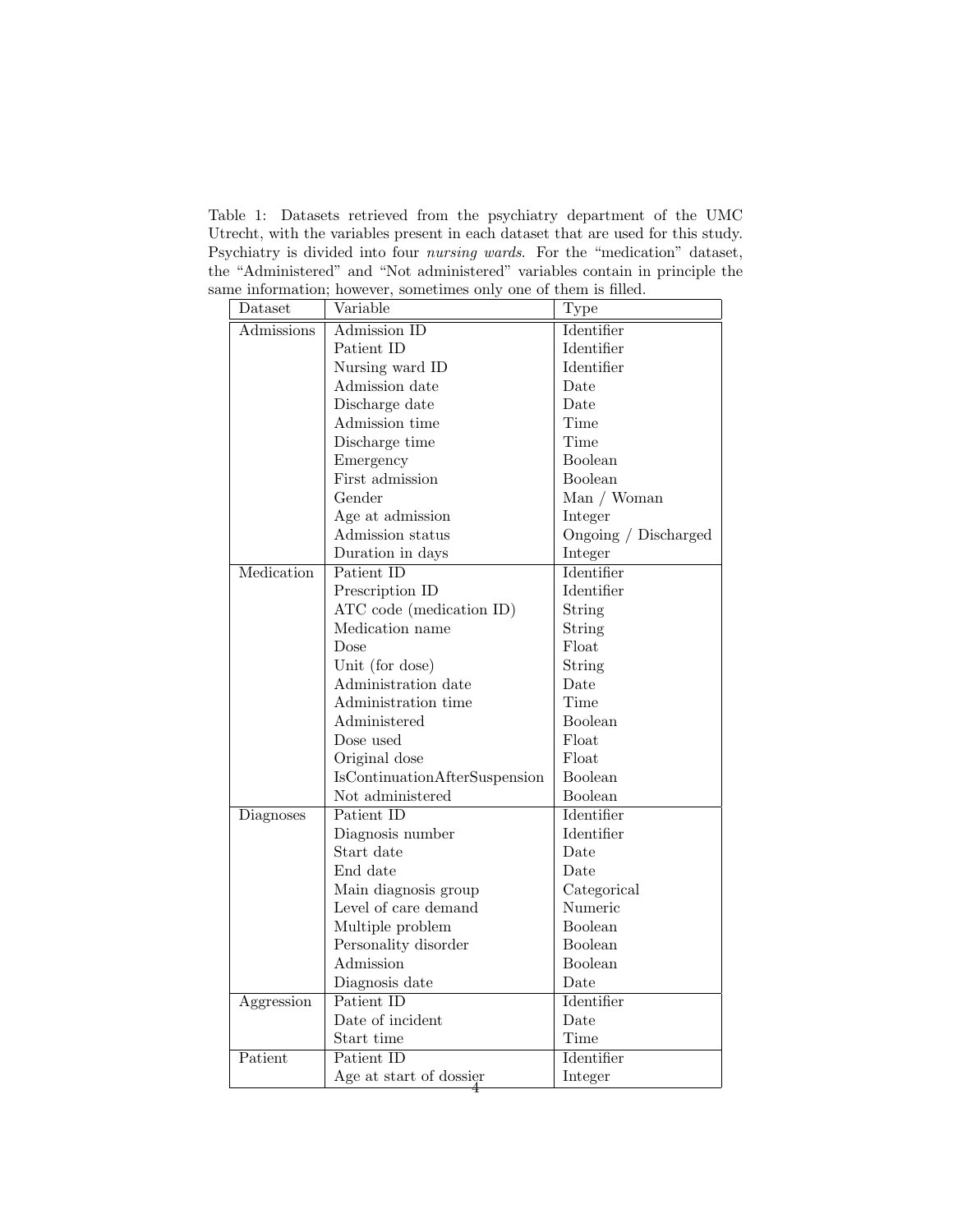Table 1: Datasets retrieved from the psychiatry department of the UMC Utrecht, with the variables present in each dataset that are used for this study. Psychiatry is divided into four *nursing wards*. For the "medication" dataset, the "Administered" and "Not administered" variables contain in principle the same information; however, sometimes only one of them is filled.

| Dataset | Variable | Type |
| --- | --- | --- |
| Admissions | Admission ID | Identifier |
| | Patient ID | Identifier |
| | Nursing ward ID | Identifier |
| | Admission date | Date |
| | Discharge date | Date |
| | Admission time | Time |
| | Discharge time | Time |
| | Emergency | Boolean |
| | First admission | Boolean |
| | Gender | Man / Woman |
| | Age at admission | Integer |
| | Admission status | Ongoing / Discharged |
| | Duration in days | Integer |
| Medication | Patient ID | Identifier |
| | Prescription ID | Identifier |
| | ATC code (medication ID) | String |
| | Medication name | String |
| | Dose | Float |
| | Unit (for dose) | String |
| | Administration date | Date |
| | Administration time | Time |
| | Administered | Boolean |
| | Dose used | Float |
| | Original dose | Float |
| | IsContinuationAfterSuspension | Boolean |
| | Not administered | Boolean |
| Diagnoses | Patient ID | Identifier |
| | Diagnosis number | Identifier |
| | Start date | Date |
| | End date | Date |
| | Main diagnosis group | Categorical |
| | Level of care demand | Numeric |
| | Multiple problem | Boolean |
| | Personality disorder | Boolean |
| | Admission | Boolean |
| | Diagnosis date | Date |
| Aggression | Patient ID | Identifier |
| | Date of incident | Date |
| | Start time | Time |
| Patient | Patient ID | Identifier |
| | Age at start of dossier | Integer |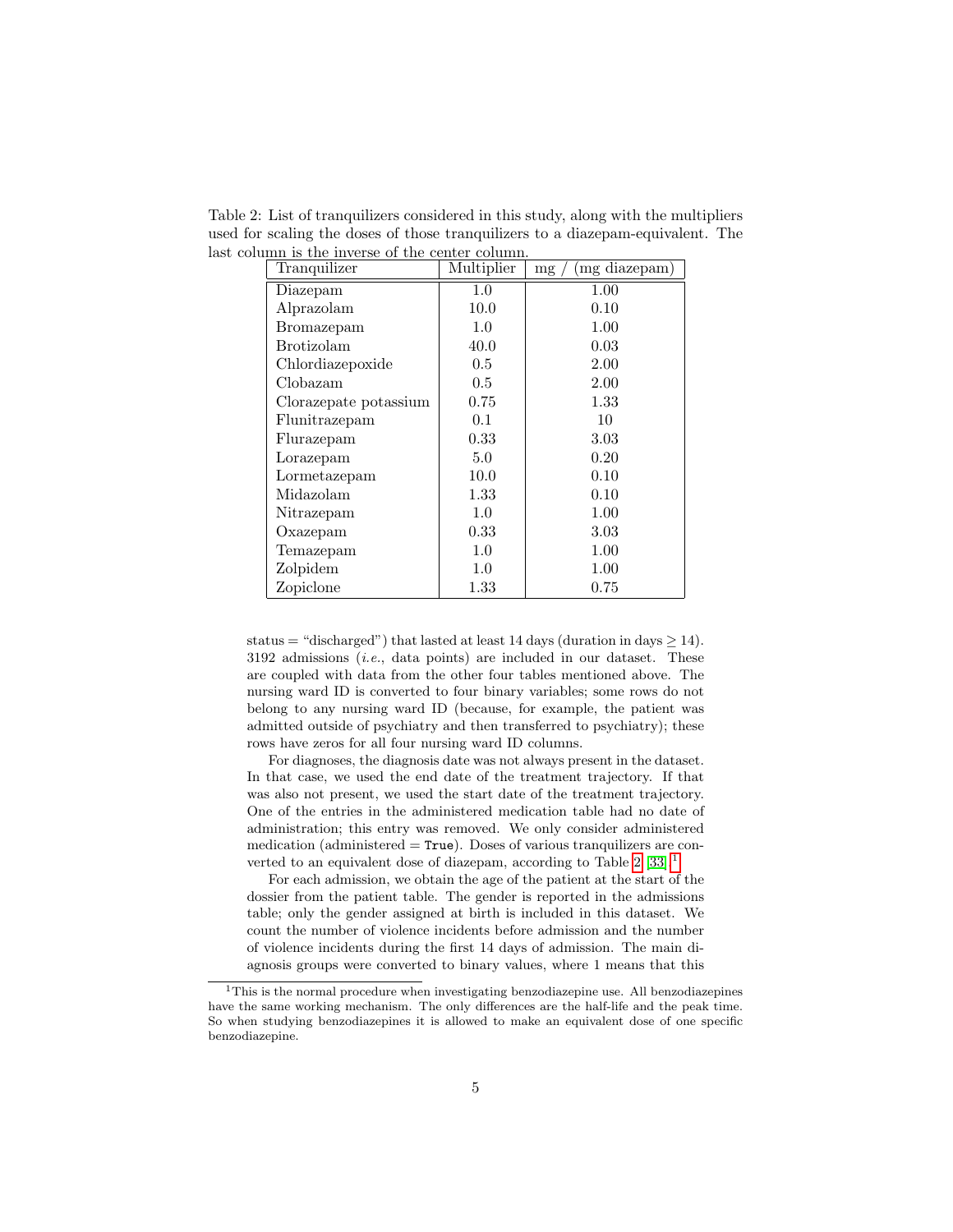Table 2: List of tranquilizers considered in this study, along with the multipliers used for scaling the doses of those tranquilizers to a diazepam-equivalent. The last column is the inverse of the center column.

| Tranquilizer | Multiplier | mg / (mg diazepam) |
|---|---|---|
| Diazepam | 1.0 | 1.00 |
| Alprazolam | 10.0 | 0.10 |
| Bromazepam | 1.0 | 1.00 |
| Brotizolam | 40.0 | 0.03 |
| Chlordiazepoxide | 0.5 | 2.00 |
| Clobazam | 0.5 | 2.00 |
| Clorazepate potassium | 0.75 | 1.33 |
| Flunitrazepam | 0.1 | 10 |
| Flurazepam | 0.33 | 3.03 |
| Lorazepam | 5.0 | 0.20 |
| Lormetazepam | 10.0 | 0.10 |
| Midazolam | 1.33 | 0.10 |
| Nitrazepam | 1.0 | 1.00 |
| Oxazepam | 0.33 | 3.03 |
| Temazepam | 1.0 | 1.00 |
| Zolpidem | 1.0 | 1.00 |
| Zopiclone | 1.33 | 0.75 |

status = "discharged") that lasted at least 14 days (duration in days $\geq 14$). 3192 admissions (*i.e.*, data points) are included in our dataset. These are coupled with data from the other four tables mentioned above. The nursing ward ID is converted to four binary variables; some rows do not belong to any nursing ward ID (because, for example, the patient was admitted outside of psychiatry and then transferred to psychiatry); these rows have zeros for all four nursing ward ID columns.

For diagnoses, the diagnosis date was not always present in the dataset. In that case, we used the end date of the treatment trajectory. If that was also not present, we used the start date of the treatment trajectory. One of the entries in the administered medication table had no date of administration; this entry was removed. We only consider administered medication (administered = `True`). Doses of various tranquilizers are converted to an equivalent dose of diazepam, according to Table 2 [33].[1]

For each admission, we obtain the age of the patient at the start of the dossier from the patient table. The gender is reported in the admissions table; only the gender assigned at birth is included in this dataset. We count the number of violence incidents before admission and the number of violence incidents during the first 14 days of admission. The main diagnosis groups were converted to binary values, where 1 means that this

[1] This is the normal procedure when investigating benzodiazepine use. All benzodiazepines have the same working mechanism. The only differences are the half-life and the peak time. So when studying benzodiazepines it is allowed to make an equivalent dose of one specific benzodiazepine.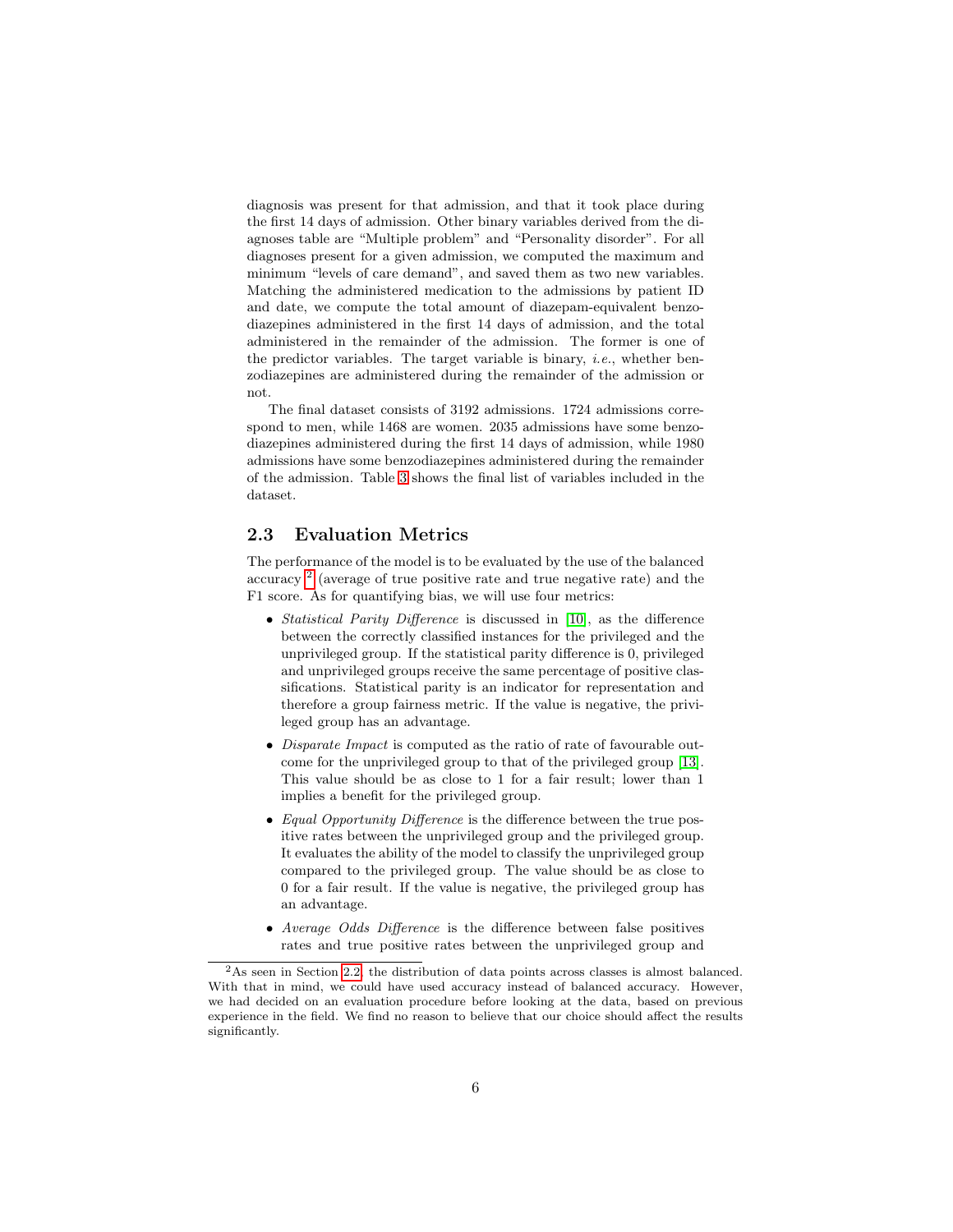diagnosis was present for that admission, and that it took place during the first 14 days of admission. Other binary variables derived from the diagnoses table are "Multiple problem" and "Personality disorder". For all diagnoses present for a given admission, we computed the maximum and minimum "levels of care demand", and saved them as two new variables. Matching the administered medication to the admissions by patient ID and date, we compute the total amount of diazepam-equivalent benzodiazepines administered in the first 14 days of admission, and the total administered in the remainder of the admission. The former is one of the predictor variables. The target variable is binary, *i.e.*, whether benzodiazepines are administered during the remainder of the admission or not.

The final dataset consists of 3192 admissions. 1724 admissions correspond to men, while 1468 are women. 2035 admissions have some benzodiazepines administered during the first 14 days of admission, while 1980 admissions have some benzodiazepines administered during the remainder of the admission. Table 3 shows the final list of variables included in the dataset.

## 2.3 Evaluation Metrics

The performance of the model is to be evaluated by the use of the balanced accuracy [2] (average of true positive rate and true negative rate) and the F1 score. As for quantifying bias, we will use four metrics:

- *Statistical Parity Difference* is discussed in [10], as the difference between the correctly classified instances for the privileged and the unprivileged group. If the statistical parity difference is 0, privileged and unprivileged groups receive the same percentage of positive classifications. Statistical parity is an indicator for representation and therefore a group fairness metric. If the value is negative, the privileged group has an advantage.
- *Disparate Impact* is computed as the ratio of rate of favourable outcome for the unprivileged group to that of the privileged group [13]. This value should be as close to 1 for a fair result; lower than 1 implies a benefit for the privileged group.
- *Equal Opportunity Difference* is the difference between the true positive rates between the unprivileged group and the privileged group. It evaluates the ability of the model to classify the unprivileged group compared to the privileged group. The value should be as close to 0 for a fair result. If the value is negative, the privileged group has an advantage.
- *Average Odds Difference* is the difference between false positives rates and true positive rates between the unprivileged group and

[2] As seen in Section 2.2, the distribution of data points across classes is almost balanced. With that in mind, we could have used accuracy instead of balanced accuracy. However, we had decided on an evaluation procedure before looking at the data, based on previous experience in the field. We find no reason to believe that our choice should affect the results significantly.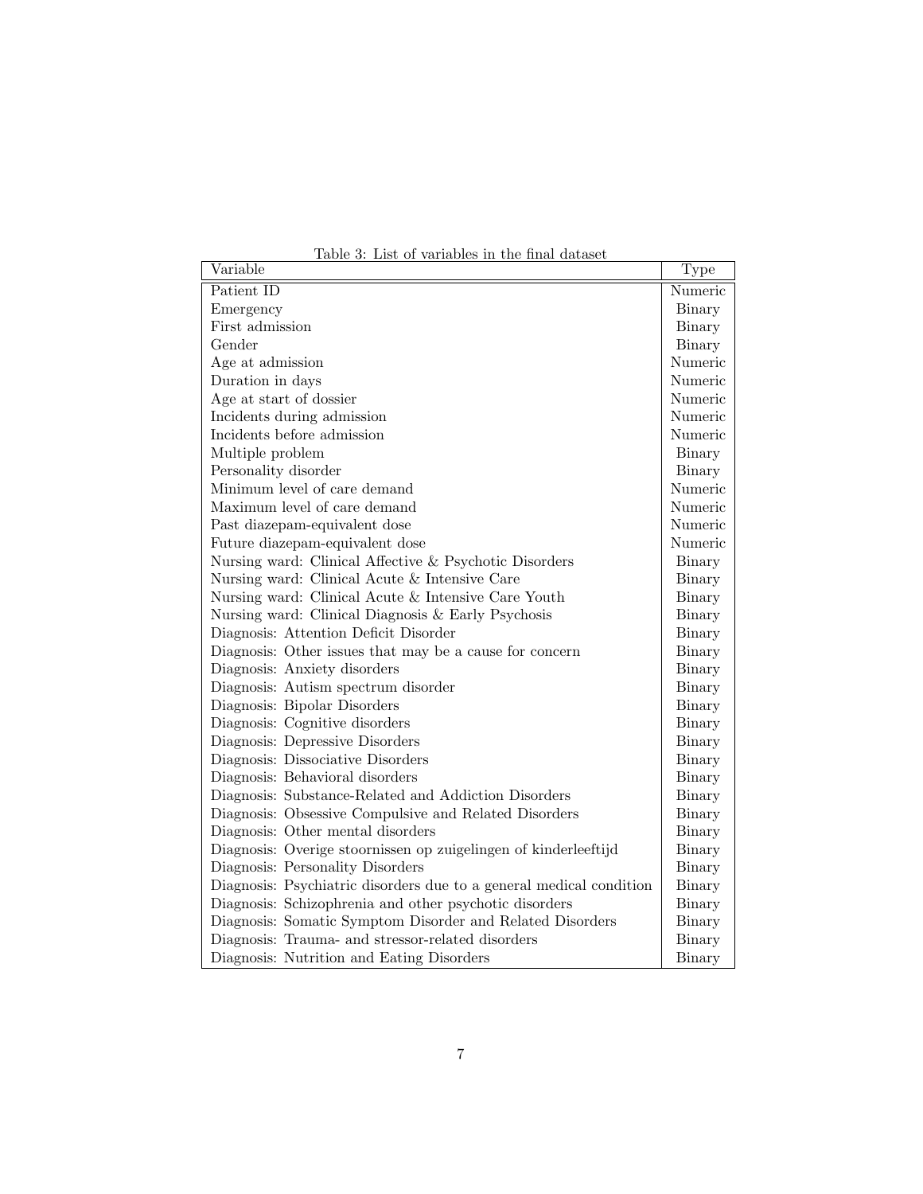Table 3: List of variables in the final dataset

| Variable | Type |
|---|---|
| Patient ID | Numeric |
| Emergency | Binary |
| First admission | Binary |
| Gender | Binary |
| Age at admission | Numeric |
| Duration in days | Numeric |
| Age at start of dossier | Numeric |
| Incidents during admission | Numeric |
| Incidents before admission | Numeric |
| Multiple problem | Binary |
| Personality disorder | Binary |
| Minimum level of care demand | Numeric |
| Maximum level of care demand | Numeric |
| Past diazepam-equivalent dose | Numeric |
| Future diazepam-equivalent dose | Numeric |
| Nursing ward: Clinical Affective & Psychotic Disorders | Binary |
| Nursing ward: Clinical Acute & Intensive Care | Binary |
| Nursing ward: Clinical Acute & Intensive Care Youth | Binary |
| Nursing ward: Clinical Diagnosis & Early Psychosis | Binary |
| Diagnosis: Attention Deficit Disorder | Binary |
| Diagnosis: Other issues that may be a cause for concern | Binary |
| Diagnosis: Anxiety disorders | Binary |
| Diagnosis: Autism spectrum disorder | Binary |
| Diagnosis: Bipolar Disorders | Binary |
| Diagnosis: Cognitive disorders | Binary |
| Diagnosis: Depressive Disorders | Binary |
| Diagnosis: Dissociative Disorders | Binary |
| Diagnosis: Behavioral disorders | Binary |
| Diagnosis: Substance-Related and Addiction Disorders | Binary |
| Diagnosis: Obsessive Compulsive and Related Disorders | Binary |
| Diagnosis: Other mental disorders | Binary |
| Diagnosis: Overige stoornissen op zuigelingen of kinderleeftijd | Binary |
| Diagnosis: Personality Disorders | Binary |
| Diagnosis: Psychiatric disorders due to a general medical condition | Binary |
| Diagnosis: Schizophrenia and other psychotic disorders | Binary |
| Diagnosis: Somatic Symptom Disorder and Related Disorders | Binary |
| Diagnosis: Trauma- and stressor-related disorders | Binary |
| Diagnosis: Nutrition and Eating Disorders | Binary |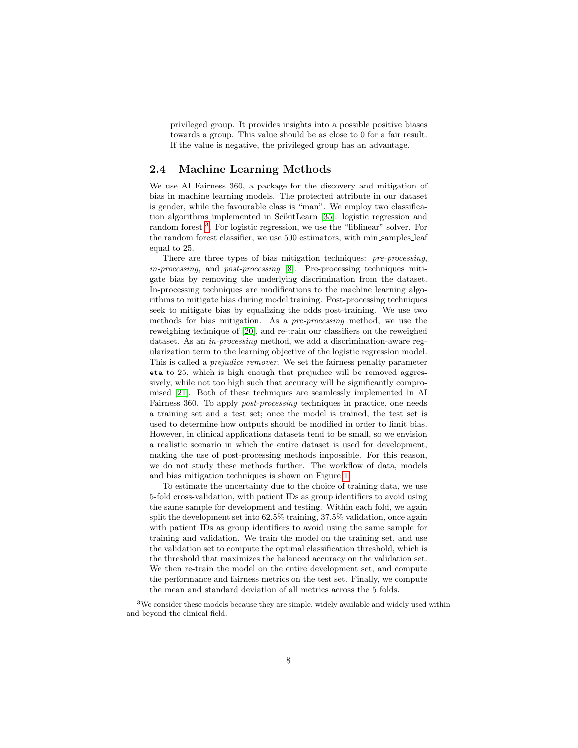privileged group. It provides insights into a possible positive biases towards a group. This value should be as close to 0 for a fair result. If the value is negative, the privileged group has an advantage.

## 2.4 Machine Learning Methods

We use AI Fairness 360, a package for the discovery and mitigation of bias in machine learning models. The protected attribute in our dataset is gender, while the favourable class is "man". We employ two classification algorithms implemented in ScikitLearn [35]: logistic regression and random forest [3]. For logistic regression, we use the "liblinear" solver. For the random forest classifier, we use 500 estimators, with min_samples_leaf equal to 25.

There are three types of bias mitigation techniques: *pre-processing*, *in-processing*, and *post-processing* [8]. Pre-processing techniques mitigate bias by removing the underlying discrimination from the dataset. In-processing techniques are modifications to the machine learning algorithms to mitigate bias during model training. Post-processing techniques seek to mitigate bias by equalizing the odds post-training. We use two methods for bias mitigation. As a *pre-processing* method, we use the reweighing technique of [20], and re-train our classifiers on the reweighed dataset. As an *in-processing* method, we add a discrimination-aware regularization term to the learning objective of the logistic regression model. This is called a *prejudice remover*. We set the fairness penalty parameter `eta` to 25, which is high enough that prejudice will be removed aggressively, while not too high such that accuracy will be significantly compromised [21]. Both of these techniques are seamlessly implemented in AI Fairness 360. To apply *post-processing* techniques in practice, one needs a training set and a test set; once the model is trained, the test set is used to determine how outputs should be modified in order to limit bias. However, in clinical applications datasets tend to be small, so we envision a realistic scenario in which the entire dataset is used for development, making the use of post-processing methods impossible. For this reason, we do not study these methods further. The workflow of data, models and bias mitigation techniques is shown on Figure 1.

To estimate the uncertainty due to the choice of training data, we use 5-fold cross-validation, with patient IDs as group identifiers to avoid using the same sample for development and testing. Within each fold, we again split the development set into 62.5% training, 37.5% validation, once again with patient IDs as group identifiers to avoid using the same sample for training and validation. We train the model on the training set, and use the validation set to compute the optimal classification threshold, which is the threshold that maximizes the balanced accuracy on the validation set. We then re-train the model on the entire development set, and compute the performance and fairness metrics on the test set. Finally, we compute the mean and standard deviation of all metrics across the 5 folds.

[3] We consider these models because they are simple, widely available and widely used within and beyond the clinical field.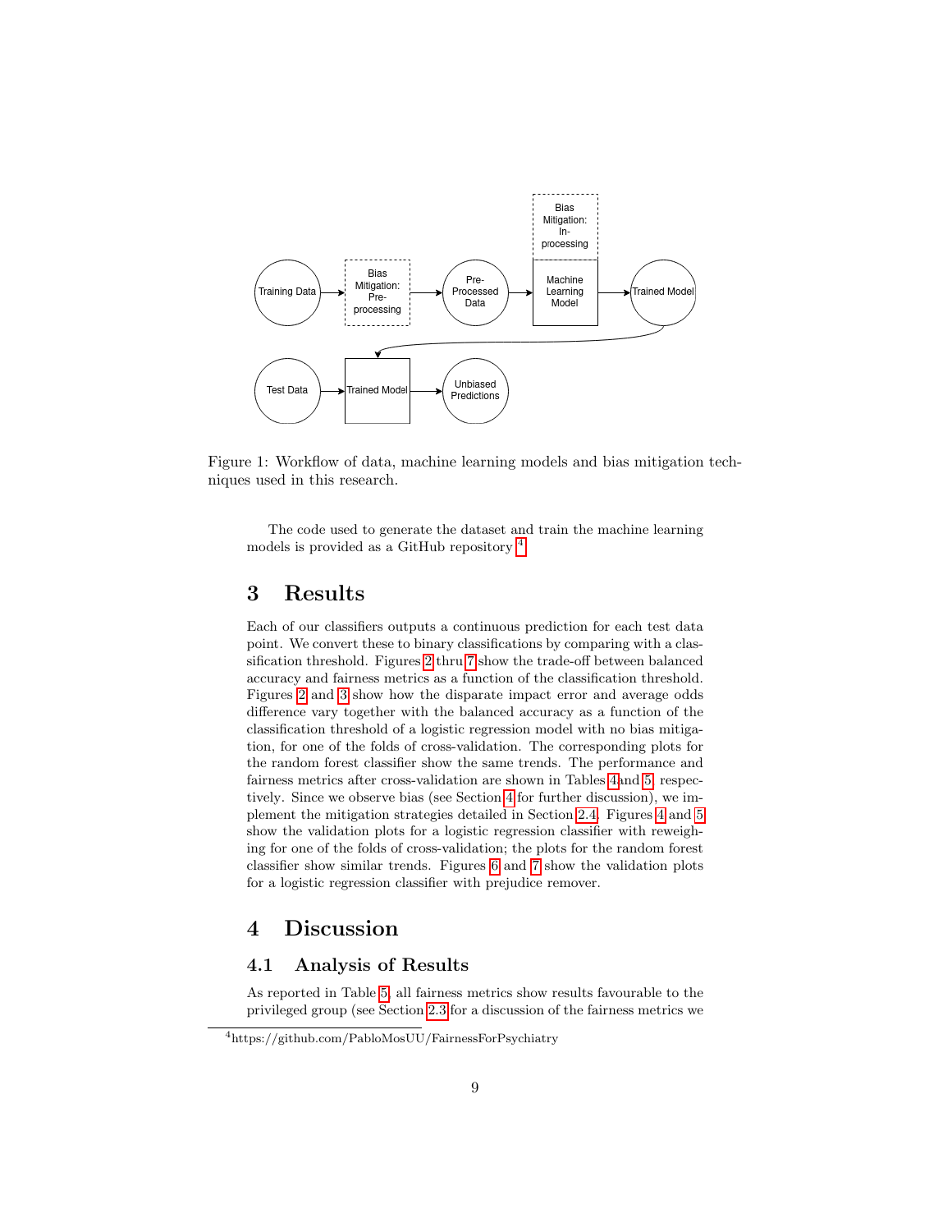Figure 1: Workflow of data, machine learning models and bias mitigation techniques used in this research.

The code used to generate the dataset and train the machine learning models is provided as a GitHub repository [4].

## 3 Results

Each of our classifiers outputs a continuous prediction for each test data point. We convert these to binary classifications by comparing with a classification threshold. Figures 2 thru 7 show the trade-off between balanced accuracy and fairness metrics as a function of the classification threshold. Figures 2 and 3 show how the disparate impact error and average odds difference vary together with the balanced accuracy as a function of the classification threshold of a logistic regression model with no bias mitigation, for one of the folds of cross-validation. The corresponding plots for the random forest classifier show the same trends. The performance and fairness metrics after cross-validation are shown in Tables 4and 5 respectively. Since we observe bias (see Section 4 for further discussion), we implement the mitigation strategies detailed in Section 2.4. Figures 4 and 5 show the validation plots for a logistic regression classifier with reweighing for one of the folds of cross-validation; the plots for the random forest classifier show similar trends. Figures 6 and 7 show the validation plots for a logistic regression classifier with prejudice remover.

## 4 Discussion

### 4.1 Analysis of Results

As reported in Table 5, all fairness metrics show results favourable to the privileged group (see Section 2.3 for a discussion of the fairness metrics we

[4] https://github.com/PabloMosUU/FairnessForPsychiatry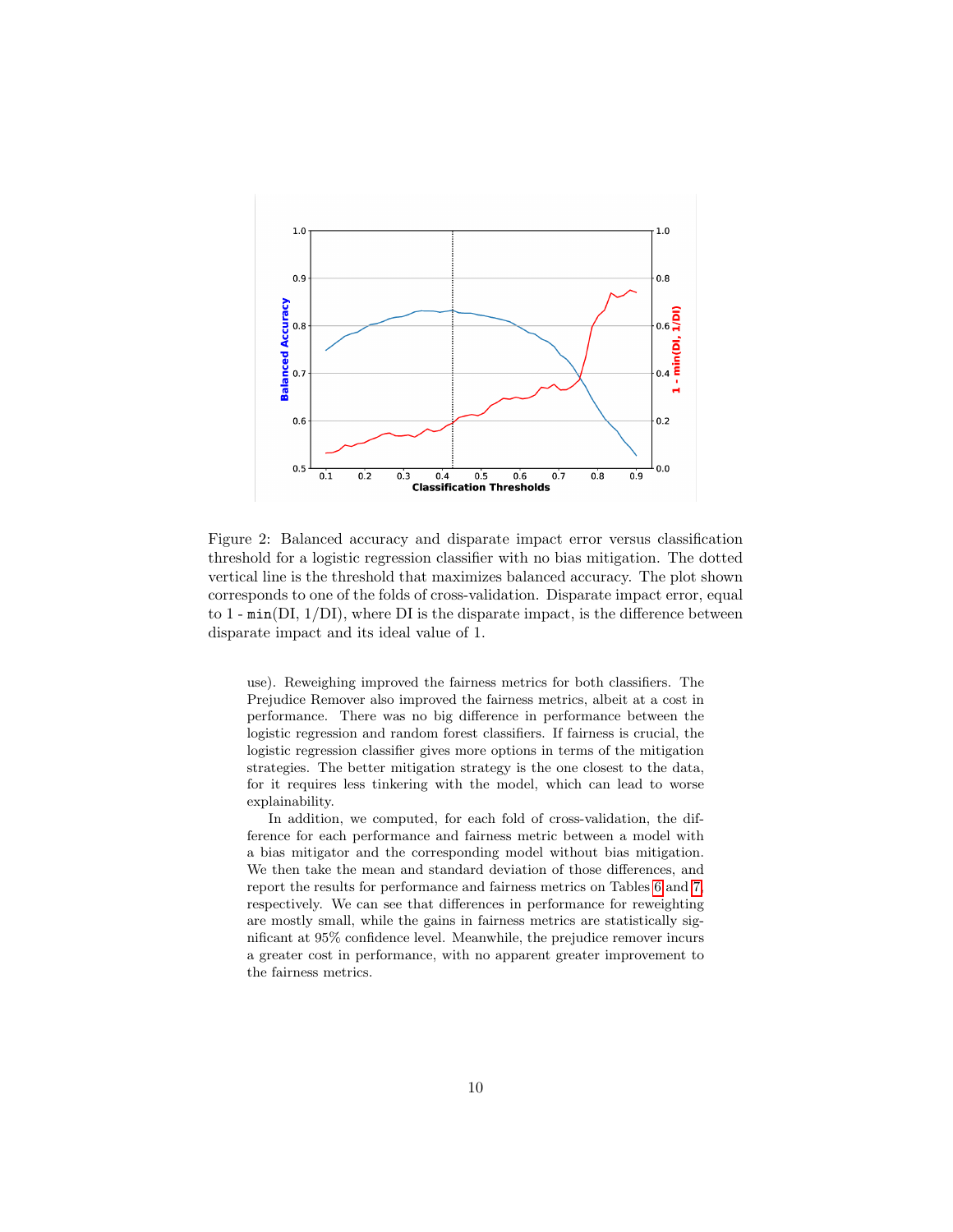Figure 2: Balanced accuracy and disparate impact error versus classification threshold for a logistic regression classifier with no bias mitigation. The dotted vertical line is the threshold that maximizes balanced accuracy. The plot shown corresponds to one of the folds of cross-validation. Disparate impact error, equal to 1 - `min`(DI, 1/DI), where DI is the disparate impact, is the difference between disparate impact and its ideal value of 1.

use). Reweighing improved the fairness metrics for both classifiers. The Prejudice Remover also improved the fairness metrics, albeit at a cost in performance. There was no big difference in performance between the logistic regression and random forest classifiers. If fairness is crucial, the logistic regression classifier gives more options in terms of the mitigation strategies. The better mitigation strategy is the one closest to the data, for it requires less tinkering with the model, which can lead to worse explainability.

In addition, we computed, for each fold of cross-validation, the difference for each performance and fairness metric between a model with a bias mitigator and the corresponding model without bias mitigation. We then take the mean and standard deviation of those differences, and report the results for performance and fairness metrics on Tables 6 and 7, respectively. We can see that differences in performance for reweighting are mostly small, while the gains in fairness metrics are statistically significant at 95% confidence level. Meanwhile, the prejudice remover incurs a greater cost in performance, with no apparent greater improvement to the fairness metrics.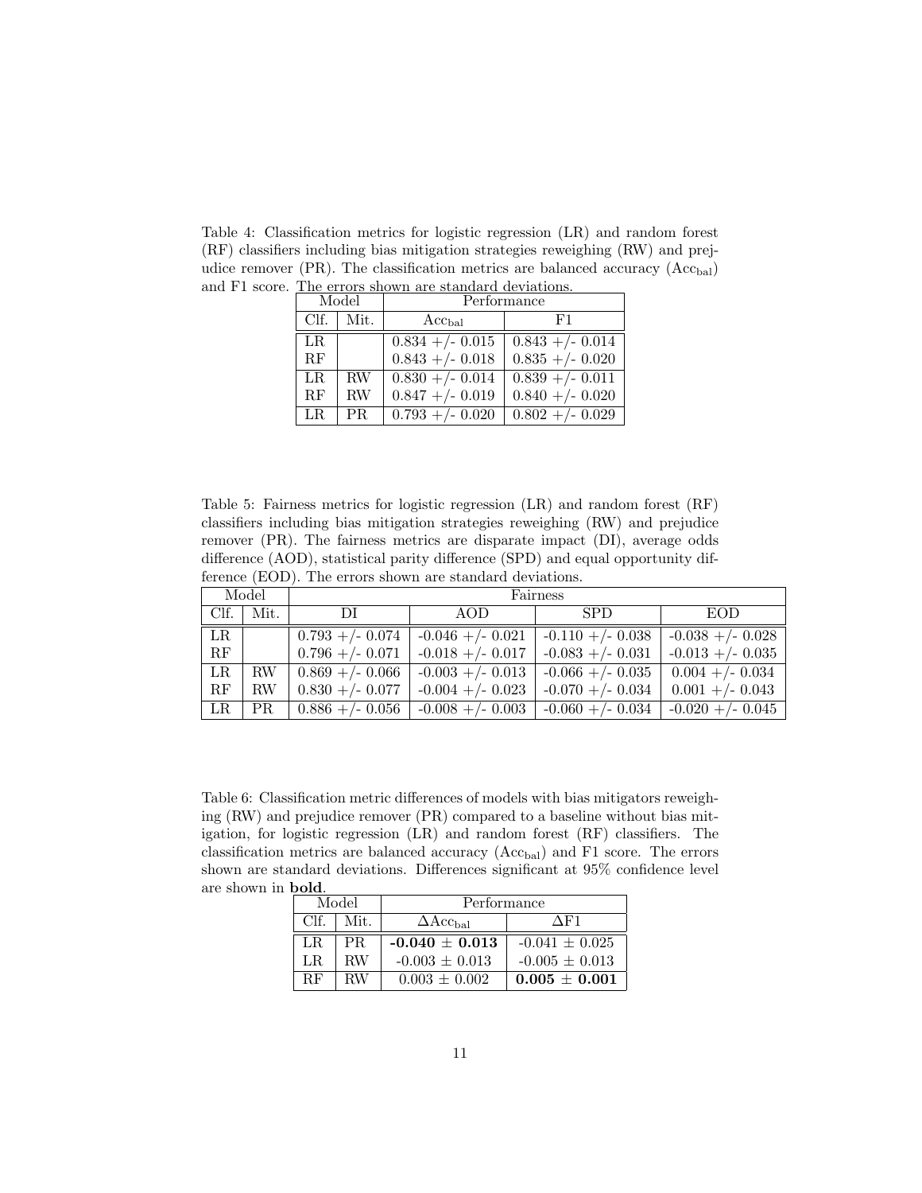Table 4: Classification metrics for logistic regression (LR) and random forest (RF) classifiers including bias mitigation strategies reweighing (RW) and prejudice remover (PR). The classification metrics are balanced accuracy ($Acc_{bal}$) and F1 score. The errors shown are standard deviations.

| Model | | Performance | |
|---|---|---|---|
| Clf. | Mit. | $Acc_{bal}$ | F1 |
| LR | | 0.834 +/- 0.015 | 0.843 +/- 0.014 |
| RF | | 0.843 +/- 0.018 | 0.835 +/- 0.020 |
| LR | RW | 0.830 +/- 0.014 | 0.839 +/- 0.011 |
| RF | RW | 0.847 +/- 0.019 | 0.840 +/- 0.020 |
| LR | PR | 0.793 +/- 0.020 | 0.802 +/- 0.029 |

Table 5: Fairness metrics for logistic regression (LR) and random forest (RF) classifiers including bias mitigation strategies reweighing (RW) and prejudice remover (PR). The fairness metrics are disparate impact (DI), average odds difference (AOD), statistical parity difference (SPD) and equal opportunity difference (EOD). The errors shown are standard deviations.

| Model | | Fairness | | | |
|---|---|---|---|---|---|
| Clf. | Mit. | DI | AOD | SPD | EOD |
| LR | | 0.793 +/- 0.074 | -0.046 +/- 0.021 | -0.110 +/- 0.038 | -0.038 +/- 0.028 |
| RF | | 0.796 +/- 0.071 | -0.018 +/- 0.017 | -0.083 +/- 0.031 | -0.013 +/- 0.035 |
| LR | RW | 0.869 +/- 0.066 | -0.003 +/- 0.013 | -0.066 +/- 0.035 | 0.004 +/- 0.034 |
| RF | RW | 0.830 +/- 0.077 | -0.004 +/- 0.023 | -0.070 +/- 0.034 | 0.001 +/- 0.043 |
| LR | PR | 0.886 +/- 0.056 | -0.008 +/- 0.003 | -0.060 +/- 0.034 | -0.020 +/- 0.045 |

Table 6: Classification metric differences of models with bias mitigators reweighing (RW) and prejudice remover (PR) compared to a baseline without bias mitigation, for logistic regression (LR) and random forest (RF) classifiers. The classification metrics are balanced accuracy ($Acc_{bal}$) and F1 score. The errors shown are standard deviations. Differences significant at 95% confidence level are shown in **bold**.

| Model | | Performance | |
|---|---|---|---|
| Clf. | Mit. | $\Delta Acc_{bal}$ | $\Delta$F1 |
| LR | PR | **-0.040 ± 0.013** | -0.041 ± 0.025 |
| LR | RW | -0.003 ± 0.013 | -0.005 ± 0.013 |
| RF | RW | 0.003 ± 0.002 | **0.005 ± 0.001** |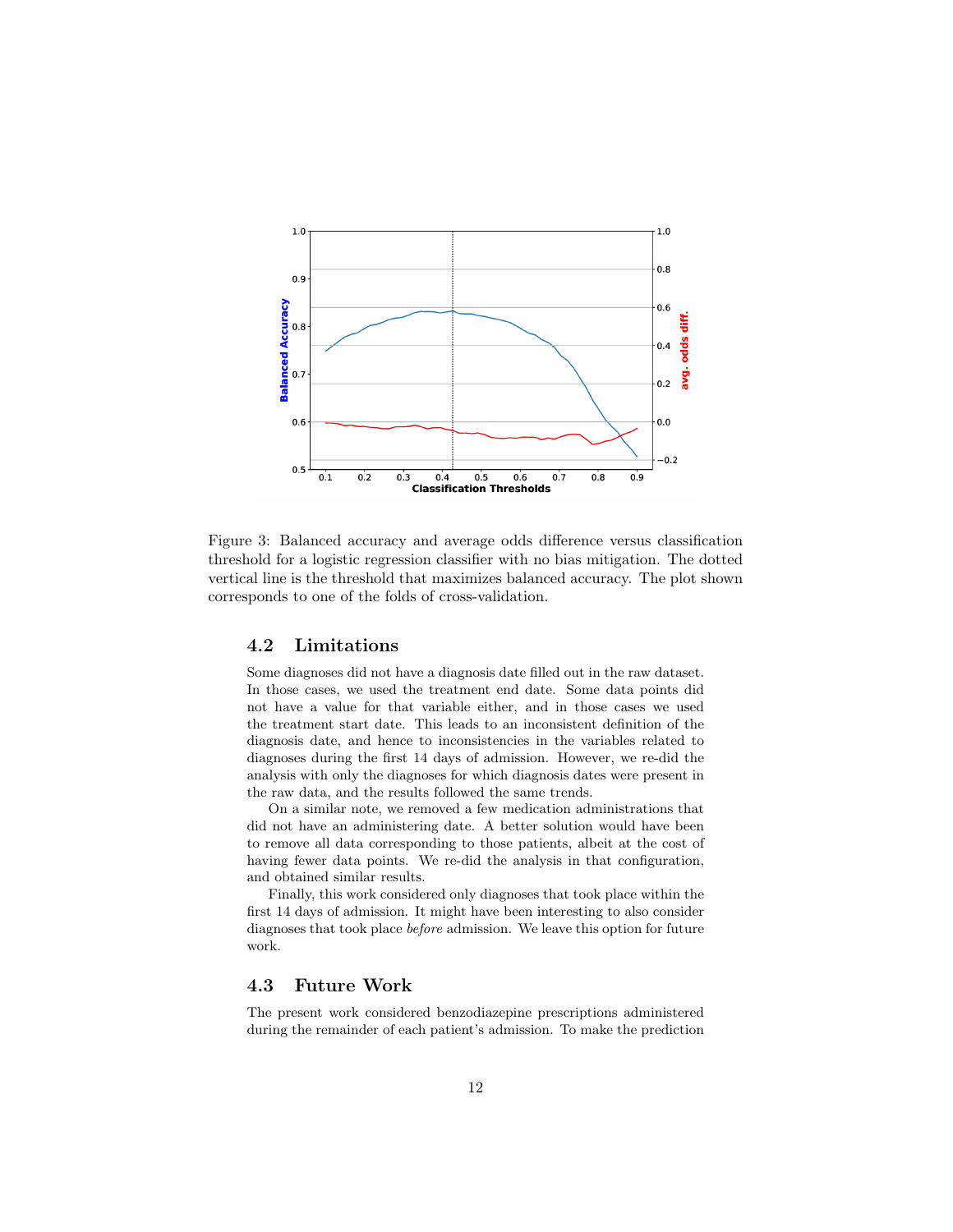Figure 3: Balanced accuracy and average odds difference versus classification threshold for a logistic regression classifier with no bias mitigation. The dotted vertical line is the threshold that maximizes balanced accuracy. The plot shown corresponds to one of the folds of cross-validation.

### 4.2 Limitations

Some diagnoses did not have a diagnosis date filled out in the raw dataset. In those cases, we used the treatment end date. Some data points did not have a value for that variable either, and in those cases we used the treatment start date. This leads to an inconsistent definition of the diagnosis date, and hence to inconsistencies in the variables related to diagnoses during the first 14 days of admission. However, we re-did the analysis with only the diagnoses for which diagnosis dates were present in the raw data, and the results followed the same trends.

On a similar note, we removed a few medication administrations that did not have an administering date. A better solution would have been to remove all data corresponding to those patients, albeit at the cost of having fewer data points. We re-did the analysis in that configuration, and obtained similar results.

Finally, this work considered only diagnoses that took place within the first 14 days of admission. It might have been interesting to also consider diagnoses that took place *before* admission. We leave this option for future work.

### 4.3 Future Work

The present work considered benzodiazepine prescriptions administered during the remainder of each patient's admission. To make the prediction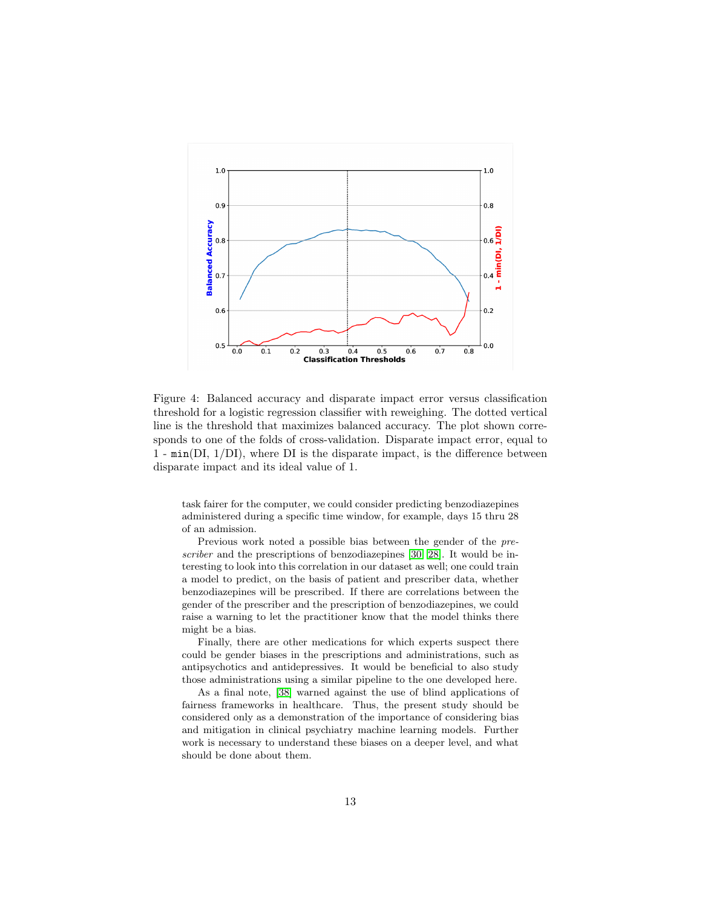Figure 4: Balanced accuracy and disparate impact error versus classification threshold for a logistic regression classifier with reweighing. The dotted vertical line is the threshold that maximizes balanced accuracy. The plot shown corresponds to one of the folds of cross-validation. Disparate impact error, equal to 1 - `min`(DI, 1/DI), where DI is the disparate impact, is the difference between disparate impact and its ideal value of 1.

task fairer for the computer, we could consider predicting benzodiazepines administered during a specific time window, for example, days 15 thru 28 of an admission.

Previous work noted a possible bias between the gender of the *prescriber* and the prescriptions of benzodiazepines [30] [28]. It would be interesting to look into this correlation in our dataset as well; one could train a model to predict, on the basis of patient and prescriber data, whether benzodiazepines will be prescribed. If there are correlations between the gender of the prescriber and the prescription of benzodiazepines, we could raise a warning to let the practitioner know that the model thinks there might be a bias.

Finally, there are other medications for which experts suspect there could be gender biases in the prescriptions and administrations, such as antipsychotics and antidepressives. It would be beneficial to also study those administrations using a similar pipeline to the one developed here.

As a final note, [38] warned against the use of blind applications of fairness frameworks in healthcare. Thus, the present study should be considered only as a demonstration of the importance of considering bias and mitigation in clinical psychiatry machine learning models. Further work is necessary to understand these biases on a deeper level, and what should be done about them.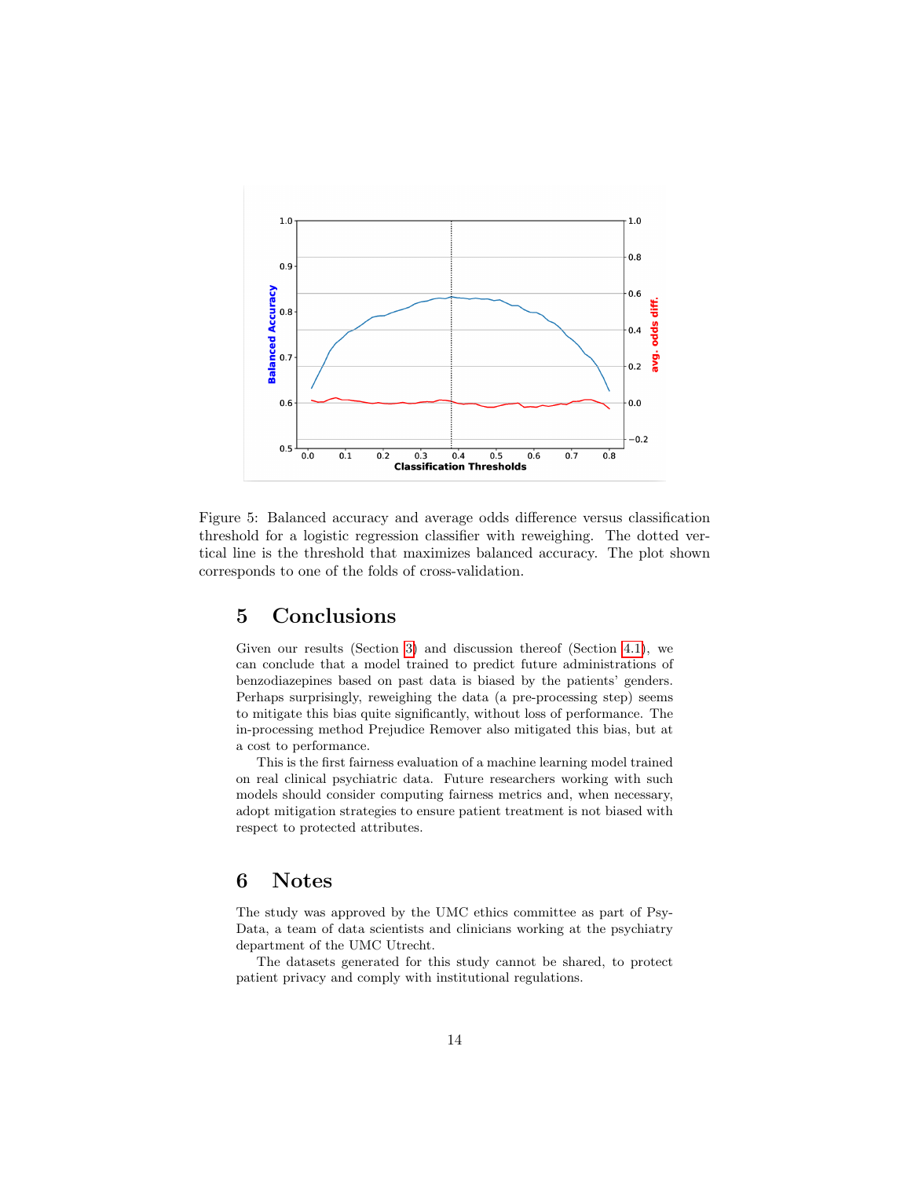Figure 5: Balanced accuracy and average odds difference versus classification threshold for a logistic regression classifier with reweighing. The dotted vertical line is the threshold that maximizes balanced accuracy. The plot shown corresponds to one of the folds of cross-validation.

## 5 Conclusions

Given our results (Section 3) and discussion thereof (Section 4.1), we can conclude that a model trained to predict future administrations of benzodiazepines based on past data is biased by the patients' genders. Perhaps surprisingly, reweighing the data (a pre-processing step) seems to mitigate this bias quite significantly, without loss of performance. The in-processing method Prejudice Remover also mitigated this bias, but at a cost to performance.

This is the first fairness evaluation of a machine learning model trained on real clinical psychiatric data. Future researchers working with such models should consider computing fairness metrics and, when necessary, adopt mitigation strategies to ensure patient treatment is not biased with respect to protected attributes.

## 6 Notes

The study was approved by the UMC ethics committee as part of Psy-Data, a team of data scientists and clinicians working at the psychiatry department of the UMC Utrecht.

The datasets generated for this study cannot be shared, to protect patient privacy and comply with institutional regulations.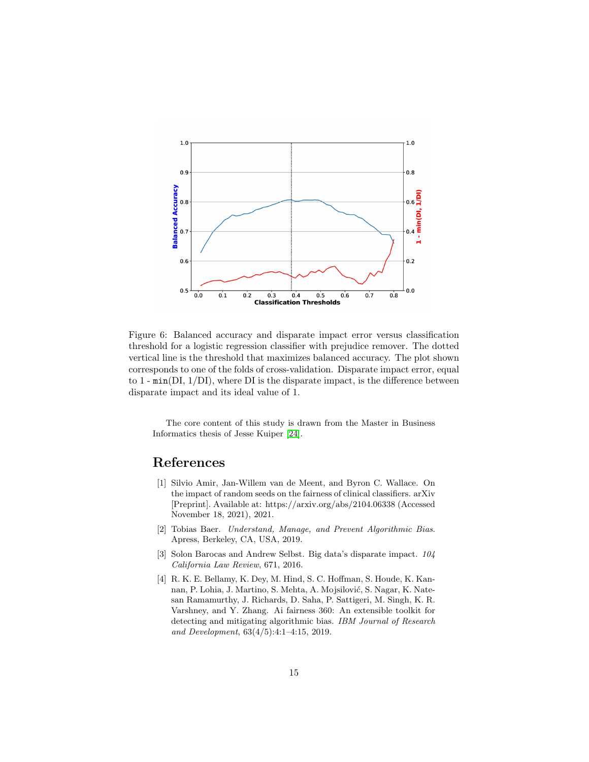Figure 6: Balanced accuracy and disparate impact error versus classification threshold for a logistic regression classifier with prejudice remover. The dotted vertical line is the threshold that maximizes balanced accuracy. The plot shown corresponds to one of the folds of cross-validation. Disparate impact error, equal to 1 - `min`(DI, 1/DI), where DI is the disparate impact, is the difference between disparate impact and its ideal value of 1.

The core content of this study is drawn from the Master in Business Informatics thesis of Jesse Kuiper [24].

# References

[1] Silvio Amir, Jan-Willem van de Meent, and Byron C. Wallace. On the impact of random seeds on the fairness of clinical classifiers. arXiv [Preprint]. Available at: https://arxiv.org/abs/2104.06338 (Accessed November 18, 2021), 2021.

[2] Tobias Baer. *Understand, Manage, and Prevent Algorithmic Bias*. Apress, Berkeley, CA, USA, 2019.

[3] Solon Barocas and Andrew Selbst. Big data's disparate impact. *104 California Law Review*, 671, 2016.

[4] R. K. E. Bellamy, K. Dey, M. Hind, S. C. Hoffman, S. Houde, K. Kannan, P. Lohia, J. Martino, S. Mehta, A. Mojsilović, S. Nagar, K. Natesan Ramamurthy, J. Richards, D. Saha, P. Sattigeri, M. Singh, K. R. Varshney, and Y. Zhang. Ai fairness 360: An extensible toolkit for detecting and mitigating algorithmic bias. *IBM Journal of Research and Development*, 63(4/5):4:1–4:15, 2019.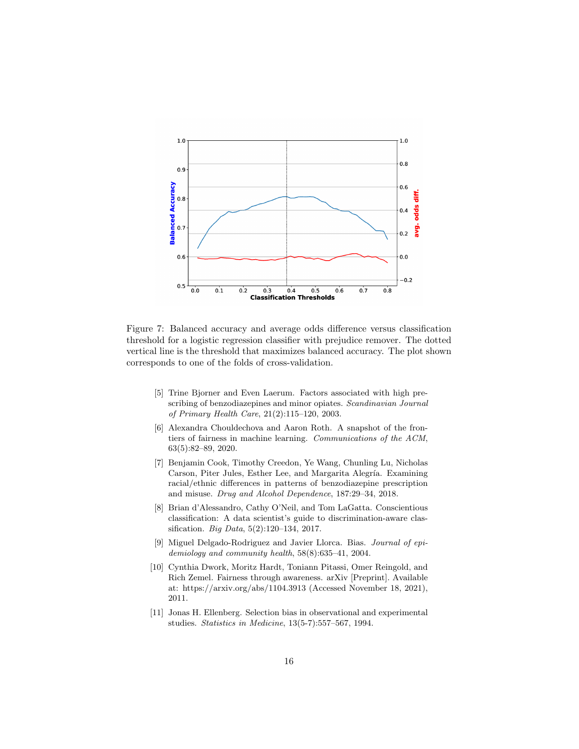Figure 7: Balanced accuracy and average odds difference versus classification threshold for a logistic regression classifier with prejudice remover. The dotted vertical line is the threshold that maximizes balanced accuracy. The plot shown corresponds to one of the folds of cross-validation.

[5] Trine Bjorner and Even Laerum. Factors associated with high prescribing of benzodiazepines and minor opiates. *Scandinavian Journal of Primary Health Care*, 21(2):115–120, 2003.

[6] Alexandra Chouldechova and Aaron Roth. A snapshot of the frontiers of fairness in machine learning. *Communications of the ACM*, 63(5):82–89, 2020.

[7] Benjamin Cook, Timothy Creedon, Ye Wang, Chunling Lu, Nicholas Carson, Piter Jules, Esther Lee, and Margarita Alegría. Examining racial/ethnic differences in patterns of benzodiazepine prescription and misuse. *Drug and Alcohol Dependence*, 187:29–34, 2018.

[8] Brian d'Alessandro, Cathy O'Neil, and Tom LaGatta. Conscientious classification: A data scientist's guide to discrimination-aware classification. *Big Data*, 5(2):120–134, 2017.

[9] Miguel Delgado-Rodriguez and Javier Llorca. Bias. *Journal of epidemiology and community health*, 58(8):635–41, 2004.

[10] Cynthia Dwork, Moritz Hardt, Toniann Pitassi, Omer Reingold, and Rich Zemel. Fairness through awareness. arXiv [Preprint]. Available at: https://arxiv.org/abs/1104.3913 (Accessed November 18, 2021), 2011.

[11] Jonas H. Ellenberg. Selection bias in observational and experimental studies. *Statistics in Medicine*, 13(5-7):557–567, 1994.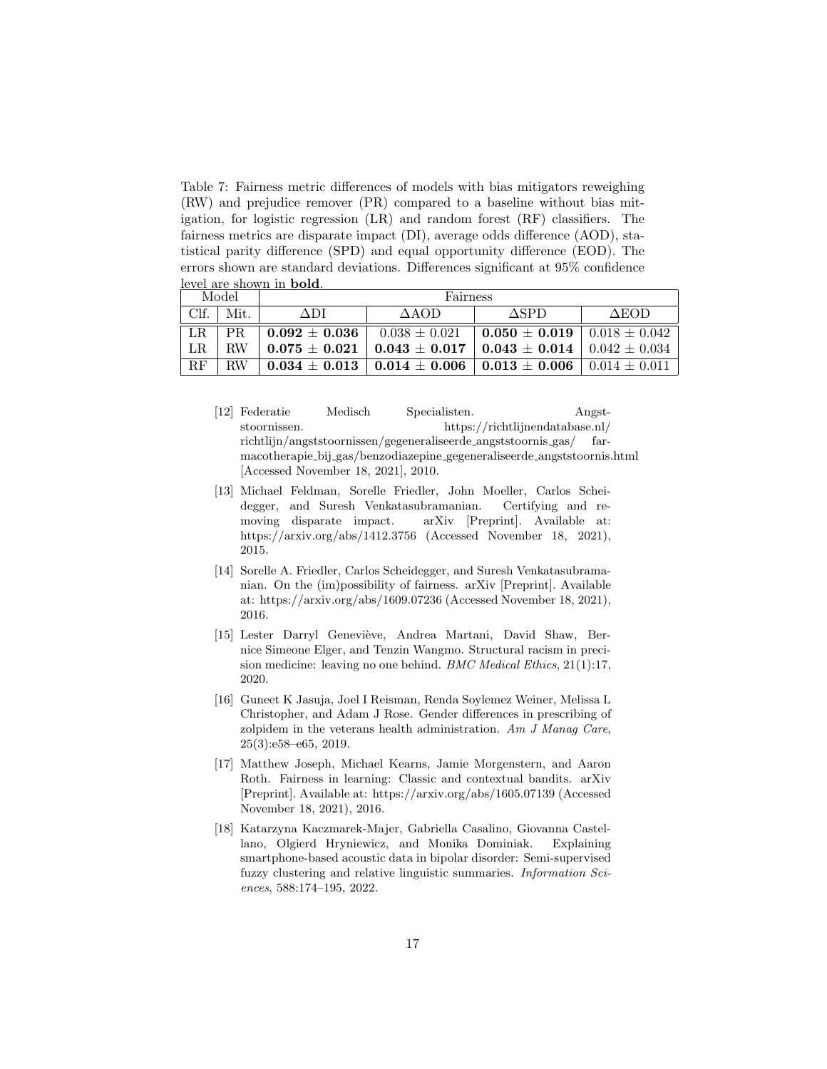Table 7: Fairness metric differences of models with bias mitigators reweighing (RW) and prejudice remover (PR) compared to a baseline without bias mitigation, for logistic regression (LR) and random forest (RF) classifiers. The fairness metrics are disparate impact (DI), average odds difference (AOD), statistical parity difference (SPD) and equal opportunity difference (EOD). The errors shown are standard deviations. Differences significant at 95% confidence level are shown in **bold**.

| Model | | Fairness | | | |
|---|---|---|---|---|---|
| Clf. | Mit. | ΔDI | ΔAOD | ΔSPD | ΔEOD |
| LR | PR | **0.092 ± 0.036** | 0.038 ± 0.021 | **0.050 ± 0.019** | 0.018 ± 0.042 |
| LR | RW | **0.075 ± 0.021** | **0.043 ± 0.017** | **0.043 ± 0.014** | 0.042 ± 0.034 |
| RF | RW | **0.034 ± 0.013** | **0.014 ± 0.006** | **0.013 ± 0.006** | 0.014 ± 0.011 |

[12] Federatie Medisch Specialisten. Angststoornissen. https://richtlijnendatabase.nl/richtlijn/angststoornissen/gegeneraliseerde_angststoornis_gas/farmacotherapie_bij_gas/benzodiazepine_gegeneraliseerde_angststoornis.html [Accessed November 18, 2021], 2010.

[13] Michael Feldman, Sorelle Friedler, John Moeller, Carlos Scheidegger, and Suresh Venkatasubramanian. Certifying and removing disparate impact. arXiv [Preprint]. Available at: https://arxiv.org/abs/1412.3756 (Accessed November 18, 2021), 2015.

[14] Sorelle A. Friedler, Carlos Scheidegger, and Suresh Venkatasubramanian. On the (im)possibility of fairness. arXiv [Preprint]. Available at: https://arxiv.org/abs/1609.07236 (Accessed November 18, 2021), 2016.

[15] Lester Darryl Geneviève, Andrea Martani, David Shaw, Bernice Simeone Elger, and Tenzin Wangmo. Structural racism in precision medicine: leaving no one behind. *BMC Medical Ethics*, 21(1):17, 2020.

[16] Guneet K Jasuja, Joel I Reisman, Renda Soylemez Weiner, Melissa L Christopher, and Adam J Rose. Gender differences in prescribing of zolpidem in the veterans health administration. *Am J Manag Care*, 25(3):e58–e65, 2019.

[17] Matthew Joseph, Michael Kearns, Jamie Morgenstern, and Aaron Roth. Fairness in learning: Classic and contextual bandits. arXiv [Preprint]. Available at: https://arxiv.org/abs/1605.07139 (Accessed November 18, 2021), 2016.

[18] Katarzyna Kaczmarek-Majer, Gabriella Casalino, Giovanna Castellano, Olgierd Hryniewicz, and Monika Dominiak. Explaining smartphone-based acoustic data in bipolar disorder: Semi-supervised fuzzy clustering and relative linguistic summaries. *Information Sciences*, 588:174–195, 2022.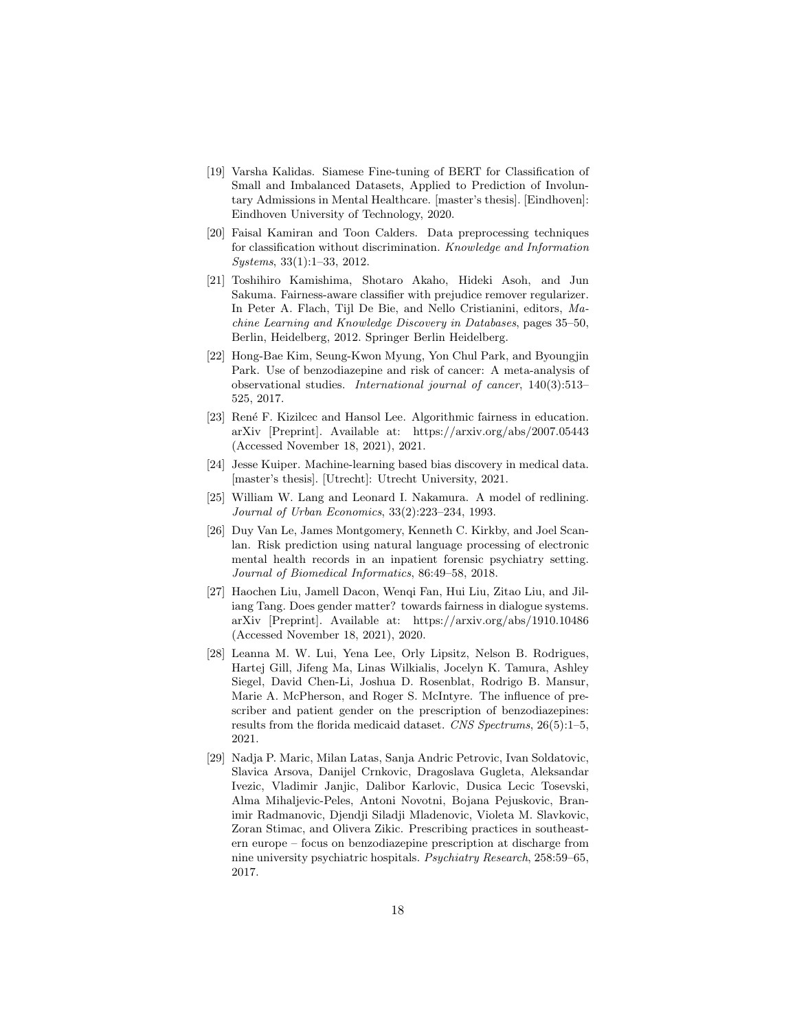[19] Varsha Kalidas. Siamese Fine-tuning of BERT for Classification of Small and Imbalanced Datasets, Applied to Prediction of Involuntary Admissions in Mental Healthcare. [master's thesis]. [Eindhoven]: Eindhoven University of Technology, 2020.

[20] Faisal Kamiran and Toon Calders. Data preprocessing techniques for classification without discrimination. *Knowledge and Information Systems*, 33(1):1–33, 2012.

[21] Toshihiro Kamishima, Shotaro Akaho, Hideki Asoh, and Jun Sakuma. Fairness-aware classifier with prejudice remover regularizer. In Peter A. Flach, Tijl De Bie, and Nello Cristianini, editors, *Machine Learning and Knowledge Discovery in Databases*, pages 35–50, Berlin, Heidelberg, 2012. Springer Berlin Heidelberg.

[22] Hong-Bae Kim, Seung-Kwon Myung, Yon Chul Park, and Byoungjin Park. Use of benzodiazepine and risk of cancer: A meta-analysis of observational studies. *International journal of cancer*, 140(3):513–525, 2017.

[23] René F. Kizilcec and Hansol Lee. Algorithmic fairness in education. arXiv [Preprint]. Available at: https://arxiv.org/abs/2007.05443 (Accessed November 18, 2021), 2021.

[24] Jesse Kuiper. Machine-learning based bias discovery in medical data. [master's thesis]. [Utrecht]: Utrecht University, 2021.

[25] William W. Lang and Leonard I. Nakamura. A model of redlining. *Journal of Urban Economics*, 33(2):223–234, 1993.

[26] Duy Van Le, James Montgomery, Kenneth C. Kirkby, and Joel Scanlan. Risk prediction using natural language processing of electronic mental health records in an inpatient forensic psychiatry setting. *Journal of Biomedical Informatics*, 86:49–58, 2018.

[27] Haochen Liu, Jamell Dacon, Wenqi Fan, Hui Liu, Zitao Liu, and Jiliang Tang. Does gender matter? towards fairness in dialogue systems. arXiv [Preprint]. Available at: https://arxiv.org/abs/1910.10486 (Accessed November 18, 2021), 2020.

[28] Leanna M. W. Lui, Yena Lee, Orly Lipsitz, Nelson B. Rodrigues, Hartej Gill, Jifeng Ma, Linas Wilkialis, Jocelyn K. Tamura, Ashley Siegel, David Chen-Li, Joshua D. Rosenblat, Rodrigo B. Mansur, Marie A. McPherson, and Roger S. McIntyre. The influence of prescriber and patient gender on the prescription of benzodiazepines: results from the florida medicaid dataset. *CNS Spectrums*, 26(5):1–5, 2021.

[29] Nadja P. Maric, Milan Latas, Sanja Andric Petrovic, Ivan Soldatovic, Slavica Arsova, Danijel Crnkovic, Dragoslava Gugleta, Aleksandar Ivezic, Vladimir Janjic, Dalibor Karlovic, Dusica Lecic Tosevski, Alma Mihaljevic-Peles, Antoni Novotni, Bojana Pejuskovic, Branimir Radmanovic, Djendji Siladji Mladenovic, Violeta M. Slavkovic, Zoran Stimac, and Olivera Zikic. Prescribing practices in southeastern europe – focus on benzodiazepine prescription at discharge from nine university psychiatric hospitals. *Psychiatry Research*, 258:59–65, 2017.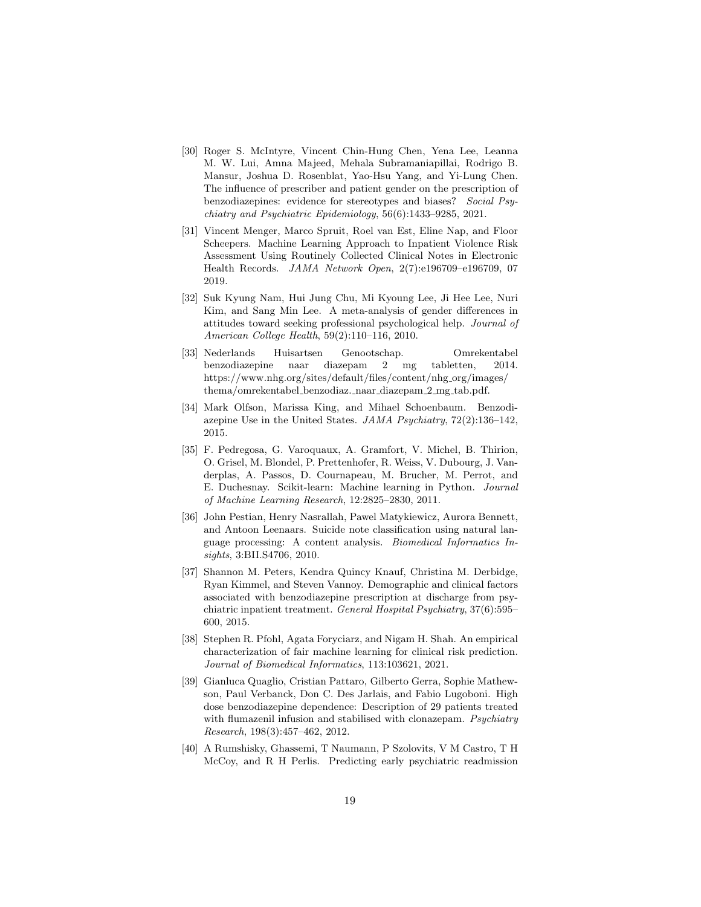[30] Roger S. McIntyre, Vincent Chin-Hung Chen, Yena Lee, Leanna M. W. Lui, Amna Majeed, Mehala Subramaniapillai, Rodrigo B. Mansur, Joshua D. Rosenblat, Yao-Hsu Yang, and Yi-Lung Chen. The influence of prescriber and patient gender on the prescription of benzodiazepines: evidence for stereotypes and biases? *Social Psychiatry and Psychiatric Epidemiology*, 56(6):1433–9285, 2021.

[31] Vincent Menger, Marco Spruit, Roel van Est, Eline Nap, and Floor Scheepers. Machine Learning Approach to Inpatient Violence Risk Assessment Using Routinely Collected Clinical Notes in Electronic Health Records. *JAMA Network Open*, 2(7):e196709–e196709, 07 2019.

[32] Suk Kyung Nam, Hui Jung Chu, Mi Kyoung Lee, Ji Hee Lee, Nuri Kim, and Sang Min Lee. A meta-analysis of gender differences in attitudes toward seeking professional psychological help. *Journal of American College Health*, 59(2):110–116, 2010.

[33] Nederlands Huisartsen Genootschap. Omrekentabel benzodiazepine naar diazepam 2 mg tabletten, 2014. https://www.nhg.org/sites/default/files/content/nhg_org/images/thema/omrekentabel_benzodiaz._naar_diazepam_2_mg_tab.pdf.

[34] Mark Olfson, Marissa King, and Mihael Schoenbaum. Benzodiazepine Use in the United States. *JAMA Psychiatry*, 72(2):136–142, 2015.

[35] F. Pedregosa, G. Varoquaux, A. Gramfort, V. Michel, B. Thirion, O. Grisel, M. Blondel, P. Prettenhofer, R. Weiss, V. Dubourg, J. Vanderplas, A. Passos, D. Cournapeau, M. Brucher, M. Perrot, and E. Duchesnay. Scikit-learn: Machine learning in Python. *Journal of Machine Learning Research*, 12:2825–2830, 2011.

[36] John Pestian, Henry Nasrallah, Pawel Matykiewicz, Aurora Bennett, and Antoon Leenaars. Suicide note classification using natural language processing: A content analysis. *Biomedical Informatics Insights*, 3:BII.S4706, 2010.

[37] Shannon M. Peters, Kendra Quincy Knauf, Christina M. Derbidge, Ryan Kimmel, and Steven Vannoy. Demographic and clinical factors associated with benzodiazepine prescription at discharge from psychiatric inpatient treatment. *General Hospital Psychiatry*, 37(6):595–600, 2015.

[38] Stephen R. Pfohl, Agata Foryciarz, and Nigam H. Shah. An empirical characterization of fair machine learning for clinical risk prediction. *Journal of Biomedical Informatics*, 113:103621, 2021.

[39] Gianluca Quaglio, Cristian Pattaro, Gilberto Gerra, Sophie Mathewson, Paul Verbanck, Don C. Des Jarlais, and Fabio Lugoboni. High dose benzodiazepine dependence: Description of 29 patients treated with flumazenil infusion and stabilised with clonazepam. *Psychiatry Research*, 198(3):457–462, 2012.

[40] A Rumshisky, Ghassemi, T Naumann, P Szolovits, V M Castro, T H McCoy, and R H Perlis. Predicting early psychiatric readmission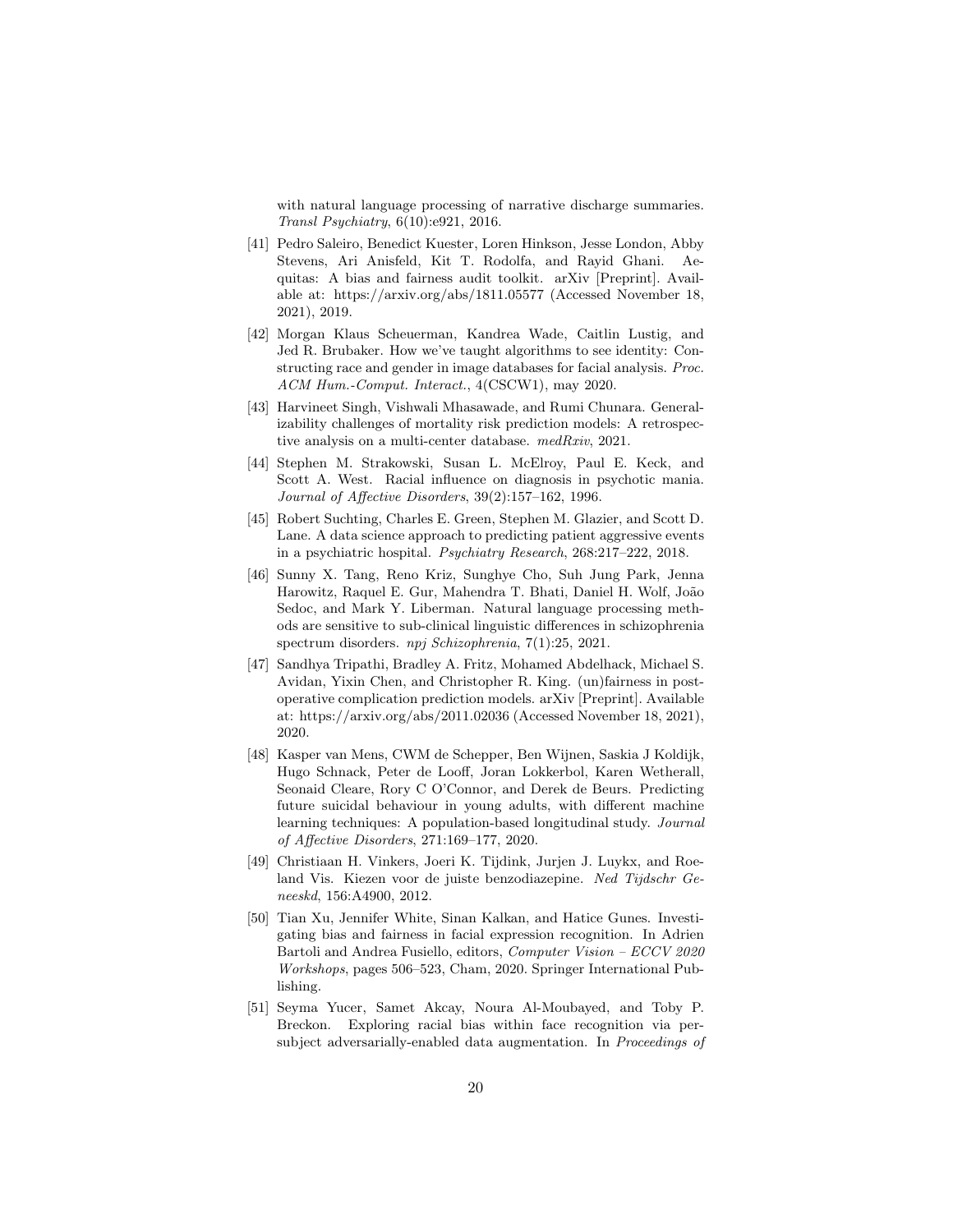with natural language processing of narrative discharge summaries. *Transl Psychiatry*, 6(10):e921, 2016.

[41] Pedro Saleiro, Benedict Kuester, Loren Hinkson, Jesse London, Abby Stevens, Ari Anisfeld, Kit T. Rodolfa, and Rayid Ghani. Aequitas: A bias and fairness audit toolkit. arXiv [Preprint]. Available at: https://arxiv.org/abs/1811.05577 (Accessed November 18, 2021), 2019.

[42] Morgan Klaus Scheuerman, Kandrea Wade, Caitlin Lustig, and Jed R. Brubaker. How we've taught algorithms to see identity: Constructing race and gender in image databases for facial analysis. *Proc. ACM Hum.-Comput. Interact.*, 4(CSCW1), may 2020.

[43] Harvineet Singh, Vishwali Mhasawade, and Rumi Chunara. Generalizability challenges of mortality risk prediction models: A retrospective analysis on a multi-center database. *medRxiv*, 2021.

[44] Stephen M. Strakowski, Susan L. McElroy, Paul E. Keck, and Scott A. West. Racial influence on diagnosis in psychotic mania. *Journal of Affective Disorders*, 39(2):157–162, 1996.

[45] Robert Suchting, Charles E. Green, Stephen M. Glazier, and Scott D. Lane. A data science approach to predicting patient aggressive events in a psychiatric hospital. *Psychiatry Research*, 268:217–222, 2018.

[46] Sunny X. Tang, Reno Kriz, Sunghye Cho, Suh Jung Park, Jenna Harowitz, Raquel E. Gur, Mahendra T. Bhati, Daniel H. Wolf, João Sedoc, and Mark Y. Liberman. Natural language processing methods are sensitive to sub-clinical linguistic differences in schizophrenia spectrum disorders. *npj Schizophrenia*, 7(1):25, 2021.

[47] Sandhya Tripathi, Bradley A. Fritz, Mohamed Abdelhack, Michael S. Avidan, Yixin Chen, and Christopher R. King. (un)fairness in post-operative complication prediction models. arXiv [Preprint]. Available at: https://arxiv.org/abs/2011.02036 (Accessed November 18, 2021), 2020.

[48] Kasper van Mens, CWM de Schepper, Ben Wijnen, Saskia J Koldijk, Hugo Schnack, Peter de Looff, Joran Lokkerbol, Karen Wetherall, Seonaid Cleare, Rory C O'Connor, and Derek de Beurs. Predicting future suicidal behaviour in young adults, with different machine learning techniques: A population-based longitudinal study. *Journal of Affective Disorders*, 271:169–177, 2020.

[49] Christiaan H. Vinkers, Joeri K. Tijdink, Jurjen J. Luykx, and Roeland Vis. Kiezen voor de juiste benzodiazepine. *Ned Tijdschr Geneeskd*, 156:A4900, 2012.

[50] Tian Xu, Jennifer White, Sinan Kalkan, and Hatice Gunes. Investigating bias and fairness in facial expression recognition. In Adrien Bartoli and Andrea Fusiello, editors, *Computer Vision – ECCV 2020 Workshops*, pages 506–523, Cham, 2020. Springer International Publishing.

[51] Seyma Yucer, Samet Akcay, Noura Al-Moubayed, and Toby P. Breckon. Exploring racial bias within face recognition via per-subject adversarially-enabled data augmentation. In *Proceedings of*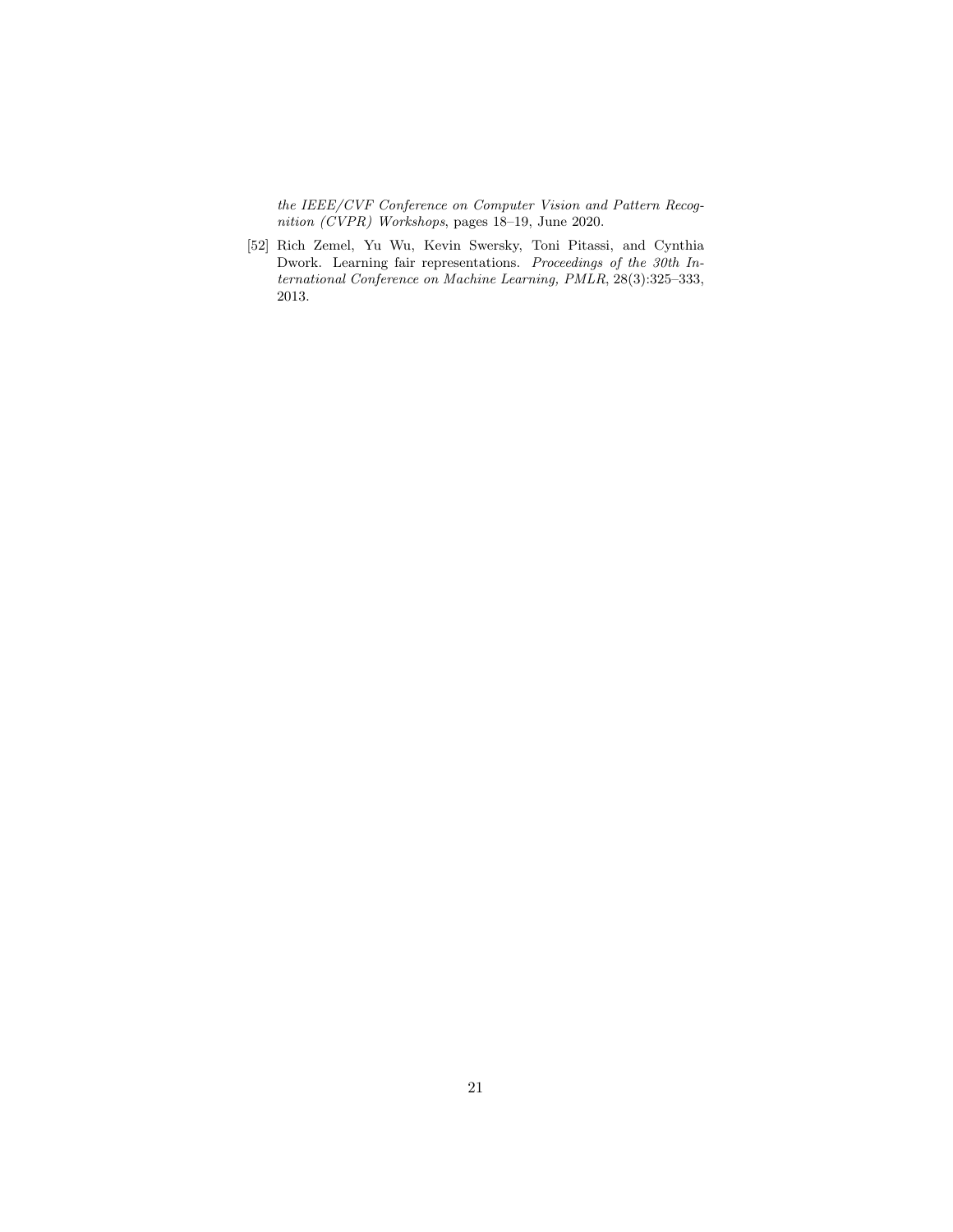*the IEEE/CVF Conference on Computer Vision and Pattern Recognition (CVPR) Workshops*, pages 18–19, June 2020.

[52] Rich Zemel, Yu Wu, Kevin Swersky, Toni Pitassi, and Cynthia Dwork. Learning fair representations. *Proceedings of the 30th International Conference on Machine Learning, PMLR*, 28(3):325–333, 2013.